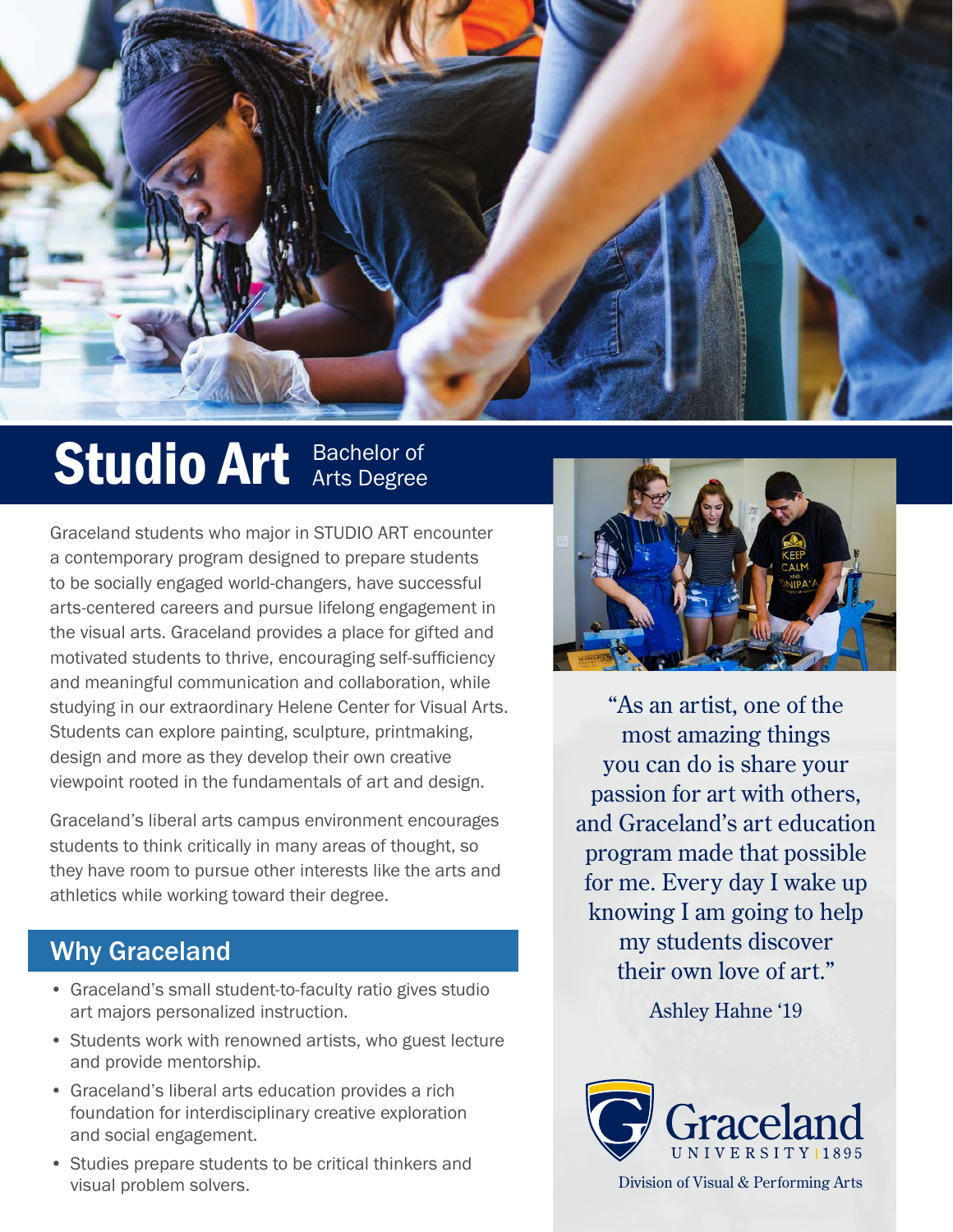# Studio Art Bachelor of Arts Degree

Graceland students who major in STUDIO ART encounter a contemporary program designed to prepare students to be socially engaged world-changers, have successful arts-centered careers and pursue lifelong engagement in the visual arts. Graceland provides a place for gifted and motivated students to thrive, encouraging self-sufficiency and meaningful communication and collaboration, while studying in our extraordinary Helene Center for Visual Arts. Students can explore painting, sculpture, printmaking, design and more as they develop their own creative viewpoint rooted in the fundamentals of art and design.

Graceland's liberal arts campus environment encourages students to think critically in many areas of thought, so they have room to pursue other interests like the arts and athletics while working toward their degree.

## Why Graceland

- Graceland's small student-to-faculty ratio gives studio art majors personalized instruction.
- Students work with renowned artists, who guest lecture and provide mentorship.
- Graceland's liberal arts education provides a rich foundation for interdisciplinary creative exploration and social engagement.
- Studies prepare students to be critical thinkers and visual problem solvers.

"As an artist, one of the most amazing things you can do is share your passion for art with others, and Graceland's art education program made that possible for me. Every day I wake up knowing I am going to help my students discover their own love of art."

Ashley Hahne '19

Graceland UNIVERSITY | 1895

Division of Visual & Performing Arts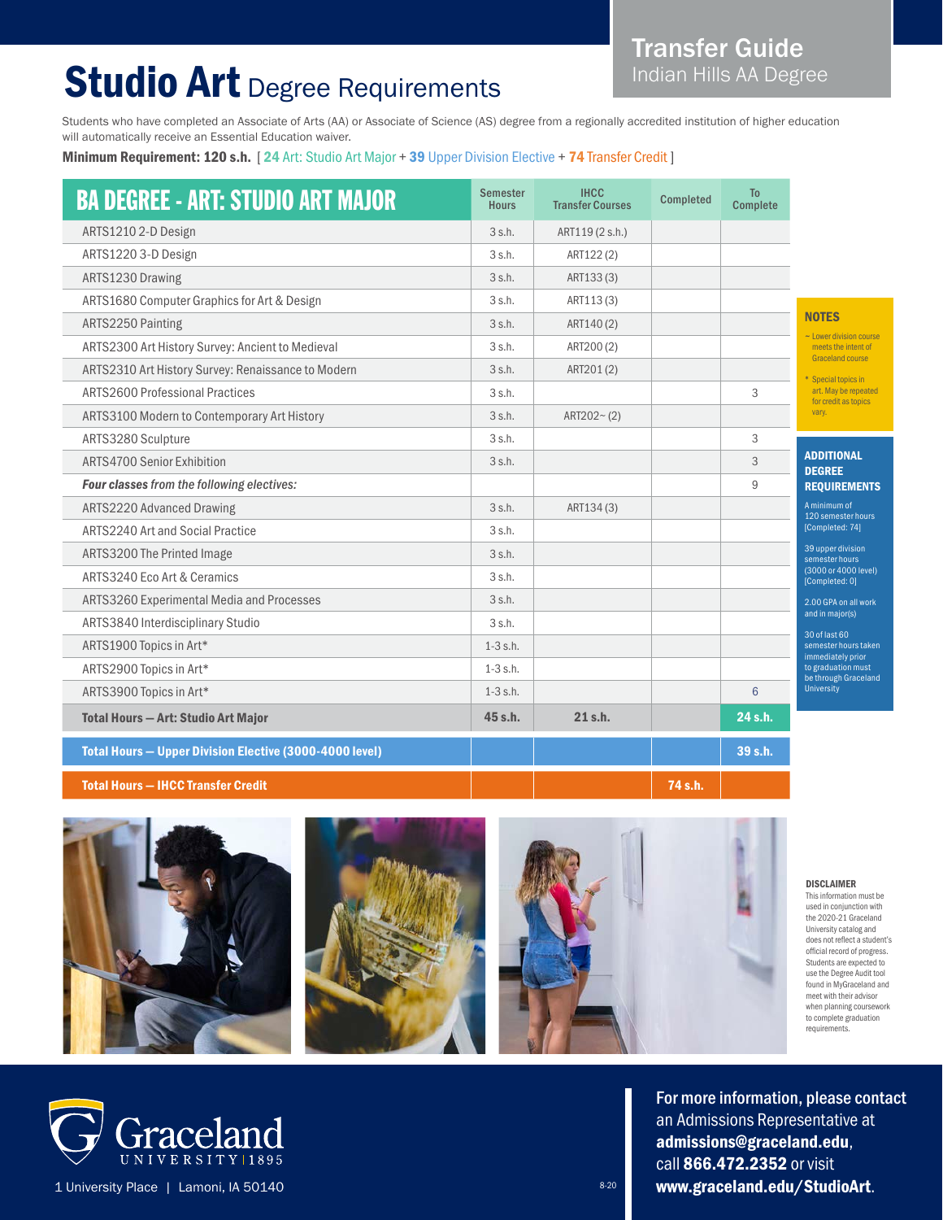# Studio Art Degree Requirements

**Transfer Guide**
Indian Hills AA Degree

Students who have completed an Associate of Arts (AA) or Associate of Science (AS) degree from a regionally accredited institution of higher education will automatically receive an Essential Education waiver.

**Minimum Requirement: 120 s.h.** [ **24** Art: Studio Art Major + **39** Upper Division Elective + **74** Transfer Credit ]

| BA DEGREE - ART: STUDIO ART MAJOR | Semester Hours | IHCC Transfer Courses | Completed | To Complete |
|---|---|---|---|---|
| ARTS1210 2-D Design | 3 s.h. | ART119 (2 s.h.) | | |
| ARTS1220 3-D Design | 3 s.h. | ART122 (2) | | |
| ARTS1230 Drawing | 3 s.h. | ART133 (3) | | |
| ARTS1680 Computer Graphics for Art & Design | 3 s.h. | ART113 (3) | | |
| ARTS2250 Painting | 3 s.h. | ART140 (2) | | |
| ARTS2300 Art History Survey: Ancient to Medieval | 3 s.h. | ART200 (2) | | |
| ARTS2310 Art History Survey: Renaissance to Modern | 3 s.h. | ART201 (2) | | |
| ARTS2600 Professional Practices | 3 s.h. | | | 3 |
| ARTS3100 Modern to Contemporary Art History | 3 s.h. | ART202~ (2) | | |
| ARTS3280 Sculpture | 3 s.h. | | | 3 |
| ARTS4700 Senior Exhibition | 3 s.h. | | | 3 |
| ***Four classes from the following electives:*** | | | | 9 |
| ARTS2220 Advanced Drawing | 3 s.h. | ART134 (3) | | |
| ARTS2240 Art and Social Practice | 3 s.h. | | | |
| ARTS3200 The Printed Image | 3 s.h. | | | |
| ARTS3240 Eco Art & Ceramics | 3 s.h. | | | |
| ARTS3260 Experimental Media and Processes | 3 s.h. | | | |
| ARTS3840 Interdisciplinary Studio | 3 s.h. | | | |
| ARTS1900 Topics in Art* | 1-3 s.h. | | | |
| ARTS2900 Topics in Art* | 1-3 s.h. | | | |
| ARTS3900 Topics in Art* | 1-3 s.h. | | | 6 |
| **Total Hours — Art: Studio Art Major** | **45 s.h.** | **21 s.h.** | | **24 s.h.** |
| **Total Hours — Upper Division Elective (3000-4000 level)** | | | | **39 s.h.** |
| **Total Hours — IHCC Transfer Credit** | | | **74 s.h.** | |

### NOTES

~ Lower division course meets the intent of Graceland course

\* Special topics in art. May be repeated for credit as topics vary.

### ADDITIONAL DEGREE REQUIREMENTS

A minimum of 120 semester hours [Completed: 74]

39 upper division semester hours (3000 or 4000 level) [Completed: 0]

2.00 GPA on all work and in major(s)

30 of last 60 semester hours taken immediately prior to graduation must be through Graceland University

**DISCLAIMER**
This information must be used in conjunction with the 2020-21 Graceland University catalog and does not reflect a student's official record of progress. Students are expected to use the Degree Audit tool found in MyGraceland and meet with their advisor when planning coursework to complete graduation requirements.

Graceland UNIVERSITY | 1895

1 University Place | Lamoni, IA 50140

8-20

**For more information, please contact** an Admissions Representative at **admissions@graceland.edu**, call **866.472.2352** or visit **www.graceland.edu/StudioArt**.